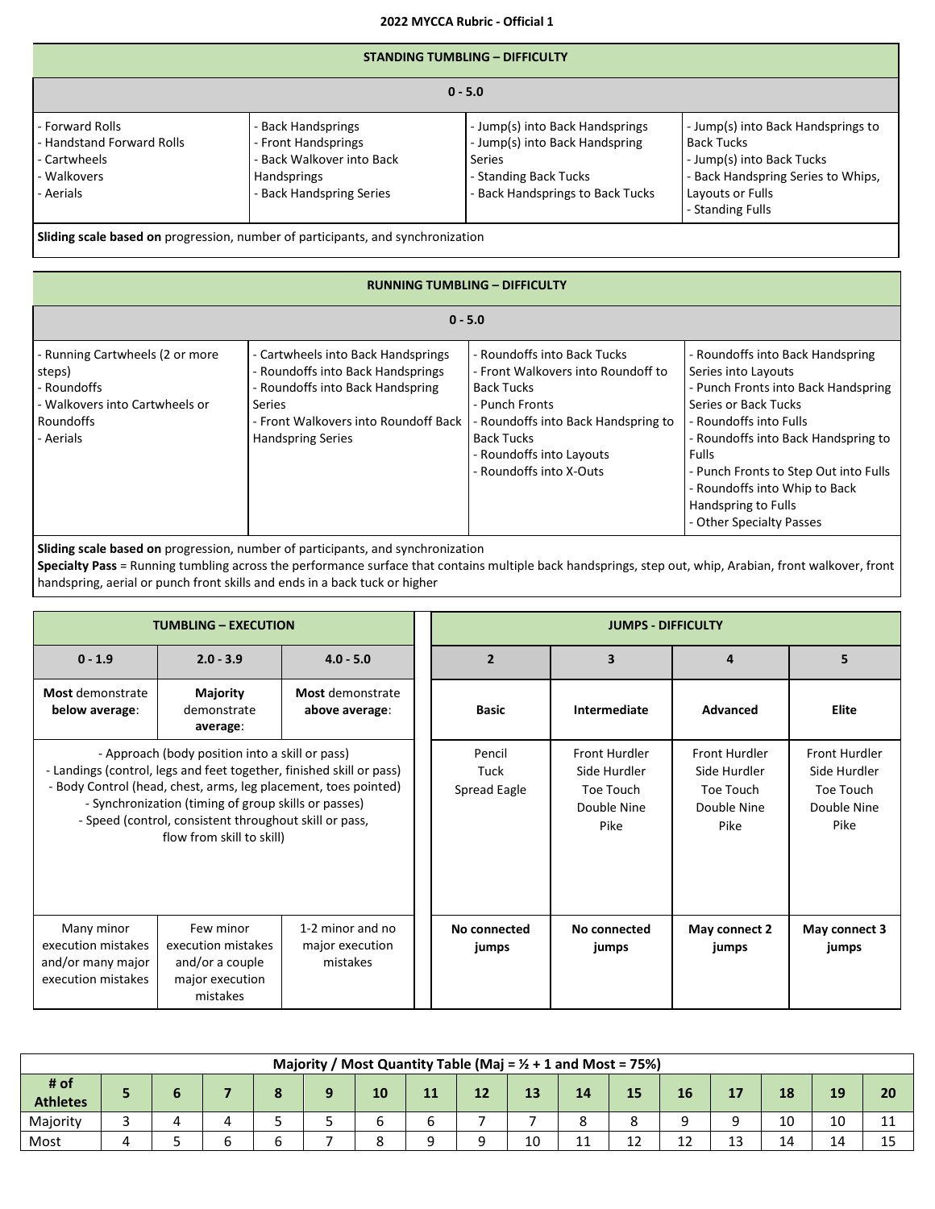# 2022 MYCCA Rubric - Official 1

## STANDING TUMBLING – DIFFICULTY

| 0 - 5.0 | | | |
|---|---|---|---|
| - Forward Rolls<br>- Handstand Forward Rolls<br>- Cartwheels<br>- Walkovers<br>- Aerials | - Back Handsprings<br>- Front Handsprings<br>- Back Walkover into Back Handsprings<br>- Back Handspring Series | - Jump(s) into Back Handsprings<br>- Jump(s) into Back Handspring Series<br>- Standing Back Tucks<br>- Back Handsprings to Back Tucks | - Jump(s) into Back Handsprings to Back Tucks<br>- Jump(s) into Back Tucks<br>- Back Handspring Series to Whips, Layouts or Fulls<br>- Standing Fulls |

**Sliding scale based on** progression, number of participants, and synchronization

## RUNNING TUMBLING – DIFFICULTY

| 0 - 5.0 | | | |
|---|---|---|---|
| - Running Cartwheels (2 or more steps)<br>- Roundoffs<br>- Walkovers into Cartwheels or Roundoffs<br>- Aerials | - Cartwheels into Back Handsprings<br>- Roundoffs into Back Handsprings<br>- Roundoffs into Back Handspring Series<br>- Front Walkovers into Roundoff Back Handspring Series | - Roundoffs into Back Tucks<br>- Front Walkovers into Roundoff to Back Tucks<br>- Punch Fronts<br>- Roundoffs into Back Handspring to Back Tucks<br>- Roundoffs into Layouts<br>- Roundoffs into X-Outs | - Roundoffs into Back Handspring Series into Layouts<br>- Punch Fronts into Back Handspring Series or Back Tucks<br>- Roundoffs into Fulls<br>- Roundoffs into Back Handspring to Fulls<br>- Punch Fronts to Step Out into Fulls<br>- Roundoffs into Whip to Back Handspring to Fulls<br>- Other Specialty Passes |

**Sliding scale based on** progression, number of participants, and synchronization

**Specialty Pass** = Running tumbling across the performance surface that contains multiple back handsprings, step out, whip, Arabian, front walkover, front handspring, aerial or punch front skills and ends in a back tuck or higher

## TUMBLING – EXECUTION

| 0 - 1.9 | 2.0 - 3.9 | 4.0 - 5.0 |
|---|---|---|
| **Most** demonstrate **below average**: | **Majority** demonstrate **average**: | **Most** demonstrate **above average**: |
| - Approach (body position into a skill or pass)<br>- Landings (control, legs and feet together, finished skill or pass)<br>- Body Control (head, chest, arms, leg placement, toes pointed)<br>- Synchronization (timing of group skills or passes)<br>- Speed (control, consistent throughout skill or pass, flow from skill to skill) | | |
| Many minor execution mistakes and/or many major execution mistakes | Few minor execution mistakes and/or a couple major execution mistakes | 1-2 minor and no major execution mistakes |

## JUMPS - DIFFICULTY

| 2 | 3 | 4 | 5 |
|---|---|---|---|
| **Basic** | **Intermediate** | **Advanced** | **Elite** |
| Pencil<br>Tuck<br>Spread Eagle | Front Hurdler<br>Side Hurdler<br>Toe Touch<br>Double Nine<br>Pike | Front Hurdler<br>Side Hurdler<br>Toe Touch<br>Double Nine<br>Pike | Front Hurdler<br>Side Hurdler<br>Toe Touch<br>Double Nine<br>Pike |
| **No connected jumps** | **No connected jumps** | **May connect 2 jumps** | **May connect 3 jumps** |

## Majority / Most Quantity Table (Maj = ½ + 1 and Most = 75%)

| # of Athletes | 5 | 6 | 7 | 8 | 9 | 10 | 11 | 12 | 13 | 14 | 15 | 16 | 17 | 18 | 19 | 20 |
|---|---|---|---|---|---|---|---|---|---|---|---|---|---|---|---|---|
| Majority | 3 | 4 | 4 | 5 | 5 | 6 | 6 | 7 | 7 | 8 | 8 | 9 | 9 | 10 | 10 | 11 |
| Most | 4 | 5 | 6 | 6 | 7 | 8 | 9 | 9 | 10 | 11 | 12 | 12 | 13 | 14 | 14 | 15 |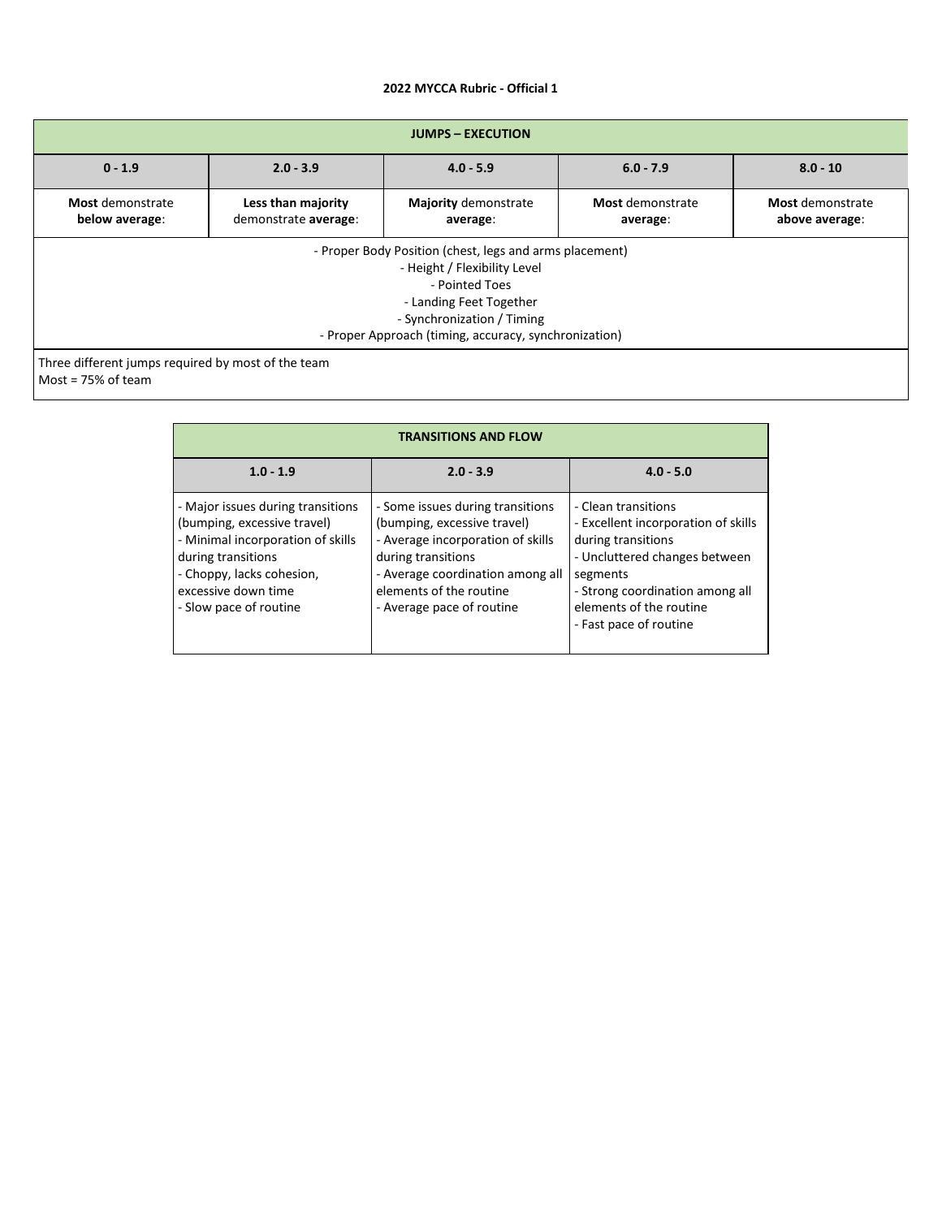**2022 MYCCA Rubric - Official 1**

| JUMPS – EXECUTION | | | | |
|---|---|---|---|---|
| 0 - 1.9 | 2.0 - 3.9 | 4.0 - 5.9 | 6.0 - 7.9 | 8.0 - 10 |
| **Most** demonstrate **below average**: | **Less than majority** demonstrate **average**: | **Majority** demonstrate **average**: | **Most** demonstrate **average**: | **Most** demonstrate **above average**: |
| - Proper Body Position (chest, legs and arms placement)<br>- Height / Flexibility Level<br>- Pointed Toes<br>- Landing Feet Together<br>- Synchronization / Timing<br>- Proper Approach (timing, accuracy, synchronization) | | | | |
| Three different jumps required by most of the team<br>Most = 75% of team | | | | |

| TRANSITIONS AND FLOW | | |
|---|---|---|
| 1.0 - 1.9 | 2.0 - 3.9 | 4.0 - 5.0 |
| - Major issues during transitions (bumping, excessive travel)<br>- Minimal incorporation of skills during transitions<br>- Choppy, lacks cohesion, excessive down time<br>- Slow pace of routine | - Some issues during transitions (bumping, excessive travel)<br>- Average incorporation of skills during transitions<br>- Average coordination among all elements of the routine<br>- Average pace of routine | - Clean transitions<br>- Excellent incorporation of skills during transitions<br>- Uncluttered changes between segments<br>- Strong coordination among all elements of the routine<br>- Fast pace of routine |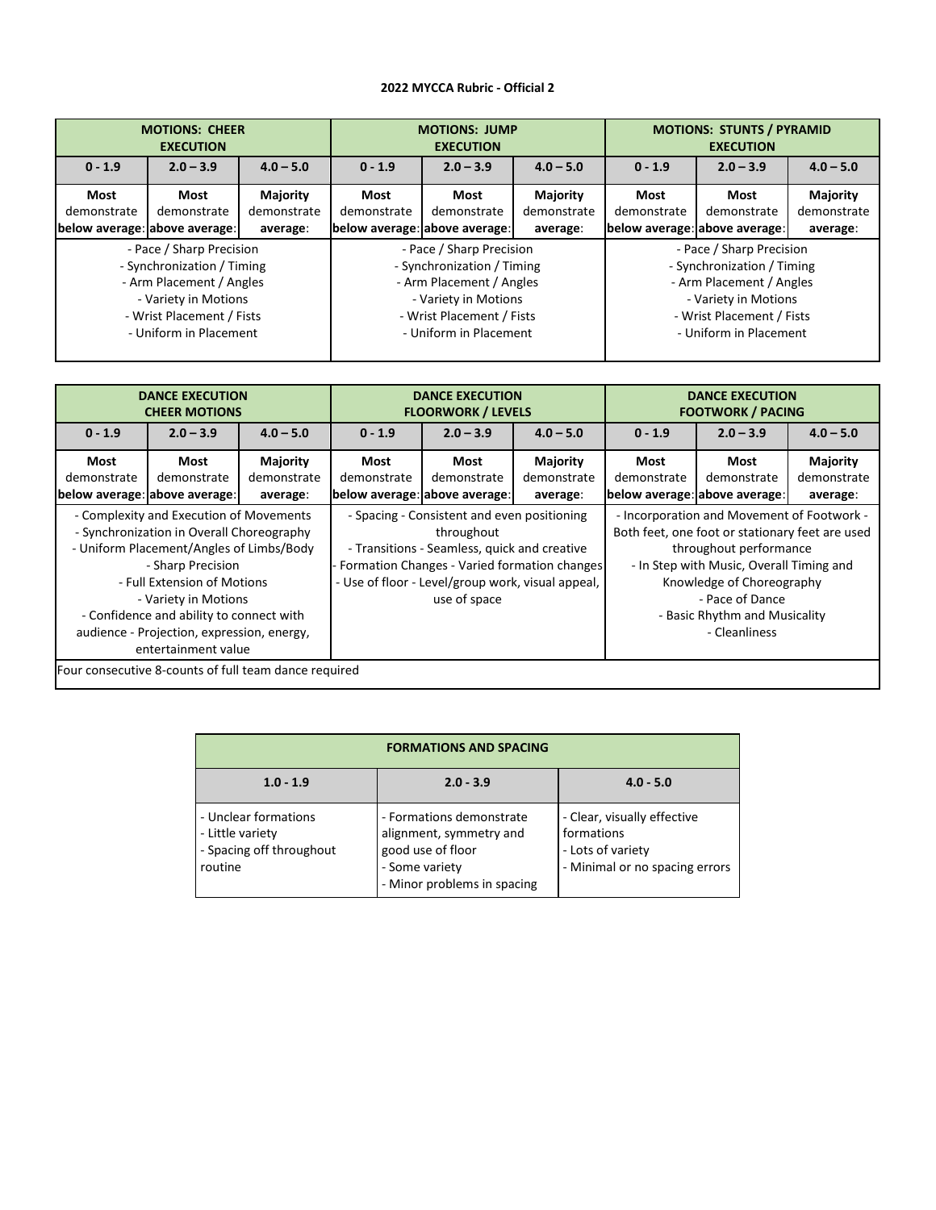**2022 MYCCA Rubric - Official 2**

| MOTIONS: CHEER EXECUTION | | | MOTIONS: JUMP EXECUTION | | | MOTIONS: STUNTS / PYRAMID EXECUTION | | |
|---|---|---|---|---|---|---|---|---|
| 0 - 1.9 | 2.0 – 3.9 | 4.0 – 5.0 | 0 - 1.9 | 2.0 – 3.9 | 4.0 – 5.0 | 0 - 1.9 | 2.0 – 3.9 | 4.0 – 5.0 |
| **Most** demonstrate **below average**: | **Most** demonstrate **above average**: | **Majority** demonstrate **average**: | **Most** demonstrate **below average**: | **Most** demonstrate **above average**: | **Majority** demonstrate **average**: | **Most** demonstrate **below average**: | **Most** demonstrate **above average**: | **Majority** demonstrate **average**: |
| - Pace / Sharp Precision<br>- Synchronization / Timing<br>- Arm Placement / Angles<br>- Variety in Motions<br>- Wrist Placement / Fists<br>- Uniform in Placement | | | - Pace / Sharp Precision<br>- Synchronization / Timing<br>- Arm Placement / Angles<br>- Variety in Motions<br>- Wrist Placement / Fists<br>- Uniform in Placement | | | - Pace / Sharp Precision<br>- Synchronization / Timing<br>- Arm Placement / Angles<br>- Variety in Motions<br>- Wrist Placement / Fists<br>- Uniform in Placement | | |

| DANCE EXECUTION CHEER MOTIONS | | | DANCE EXECUTION FLOORWORK / LEVELS | | | DANCE EXECUTION FOOTWORK / PACING | | |
|---|---|---|---|---|---|---|---|---|
| 0 - 1.9 | 2.0 – 3.9 | 4.0 – 5.0 | 0 - 1.9 | 2.0 – 3.9 | 4.0 – 5.0 | 0 - 1.9 | 2.0 – 3.9 | 4.0 – 5.0 |
| **Most** demonstrate **below average**: | **Most** demonstrate **above average**: | **Majority** demonstrate **average**: | **Most** demonstrate **below average**: | **Most** demonstrate **above average**: | **Majority** demonstrate **average**: | **Most** demonstrate **below average**: | **Most** demonstrate **above average**: | **Majority** demonstrate **average**: |
| - Complexity and Execution of Movements<br>- Synchronization in Overall Choreography<br>- Uniform Placement/Angles of Limbs/Body<br>- Sharp Precision<br>- Full Extension of Motions<br>- Variety in Motions<br>- Confidence and ability to connect with audience - Projection, expression, energy, entertainment value | | | - Spacing - Consistent and even positioning throughout<br>- Transitions - Seamless, quick and creative<br>- Formation Changes - Varied formation changes<br>- Use of floor - Level/group work, visual appeal, use of space | | | - Incorporation and Movement of Footwork - Both feet, one foot or stationary feet are used throughout performance<br>- In Step with Music, Overall Timing and Knowledge of Choreography<br>- Pace of Dance<br>- Basic Rhythm and Musicality<br>- Cleanliness | | |
| Four consecutive 8-counts of full team dance required | | | | | | | | |

| FORMATIONS AND SPACING | | |
|---|---|---|
| 1.0 - 1.9 | 2.0 - 3.9 | 4.0 - 5.0 |
| - Unclear formations<br>- Little variety<br>- Spacing off throughout routine | - Formations demonstrate alignment, symmetry and good use of floor<br>- Some variety<br>- Minor problems in spacing | - Clear, visually effective formations<br>- Lots of variety<br>- Minimal or no spacing errors |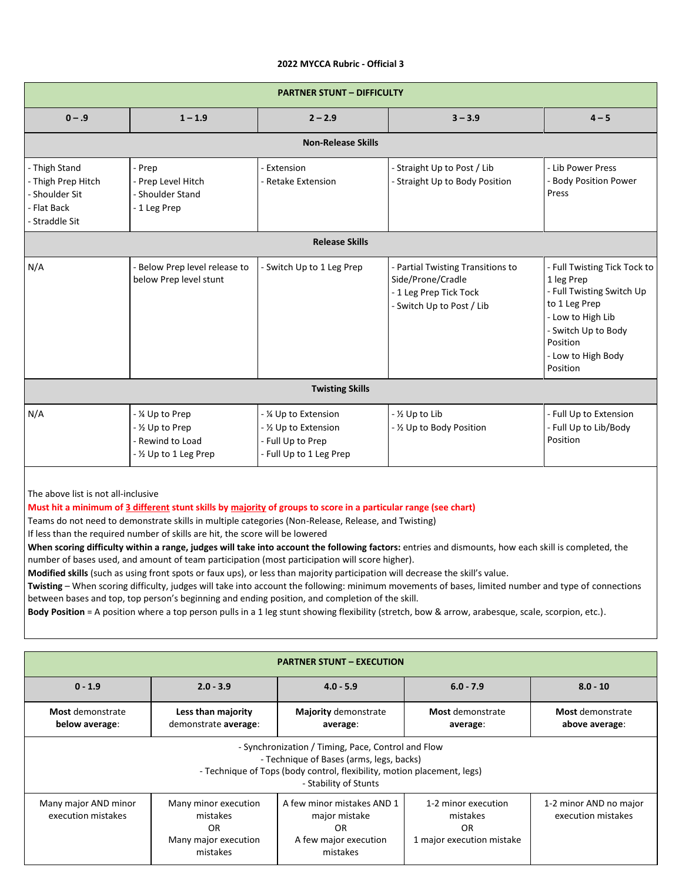**2022 MYCCA Rubric - Official 3**

| PARTNER STUNT – DIFFICULTY | | | | |
|---|---|---|---|---|
| **0 – .9** | **1 – 1.9** | **2 – 2.9** | **3 – 3.9** | **4 – 5** |
| **Non-Release Skills** | | | | |
| - Thigh Stand<br>- Thigh Prep Hitch<br>- Shoulder Sit<br>- Flat Back<br>- Straddle Sit | - Prep<br>- Prep Level Hitch<br>- Shoulder Stand<br>- 1 Leg Prep | - Extension<br>- Retake Extension | - Straight Up to Post / Lib<br>- Straight Up to Body Position | - Lib Power Press<br>- Body Position Power Press |
| **Release Skills** | | | | |
| N/A | - Below Prep level release to below Prep level stunt | - Switch Up to 1 Leg Prep | - Partial Twisting Transitions to Side/Prone/Cradle<br>- 1 Leg Prep Tick Tock<br>- Switch Up to Post / Lib | - Full Twisting Tick Tock to 1 leg Prep<br>- Full Twisting Switch Up to 1 Leg Prep<br>- Low to High Lib<br>- Switch Up to Body Position<br>- Low to High Body Position |
| **Twisting Skills** | | | | |
| N/A | - ¼ Up to Prep<br>- ½ Up to Prep<br>- Rewind to Load<br>- ½ Up to 1 Leg Prep | - ¼ Up to Extension<br>- ½ Up to Extension<br>- Full Up to Prep<br>- Full Up to 1 Leg Prep | - ½ Up to Lib<br>- ½ Up to Body Position | - Full Up to Extension<br>- Full Up to Lib/Body Position |

The above list is not all-inclusive

**Must hit a minimum of 3 different stunt skills by majority of groups to score in a particular range (see chart)**

Teams do not need to demonstrate skills in multiple categories (Non-Release, Release, and Twisting)

If less than the required number of skills are hit, the score will be lowered

**When scoring difficulty within a range, judges will take into account the following factors:** entries and dismounts, how each skill is completed, the number of bases used, and amount of team participation (most participation will score higher).

**Modified skills** (such as using front spots or faux ups), or less than majority participation will decrease the skill's value.

**Twisting** – When scoring difficulty, judges will take into account the following: minimum movements of bases, limited number and type of connections between bases and top, top person's beginning and ending position, and completion of the skill.

**Body Position** = A position where a top person pulls in a 1 leg stunt showing flexibility (stretch, bow & arrow, arabesque, scale, scorpion, etc.).

| PARTNER STUNT – EXECUTION | | | | |
|---|---|---|---|---|
| **0 - 1.9** | **2.0 - 3.9** | **4.0 - 5.9** | **6.0 - 7.9** | **8.0 - 10** |
| **Most** demonstrate **below average**: | **Less than majority** demonstrate **average**: | **Majority** demonstrate **average**: | **Most** demonstrate **average**: | **Most** demonstrate **above average**: |
| - Synchronization / Timing, Pace, Control and Flow<br>- Technique of Bases (arms, legs, backs)<br>- Technique of Tops (body control, flexibility, motion placement, legs)<br>- Stability of Stunts | | | | |
| Many major AND minor execution mistakes | Many minor execution mistakes<br>OR<br>Many major execution mistakes | A few minor mistakes AND 1 major mistake<br>OR<br>A few major execution mistakes | 1-2 minor execution mistakes<br>OR<br>1 major execution mistake | 1-2 minor AND no major execution mistakes |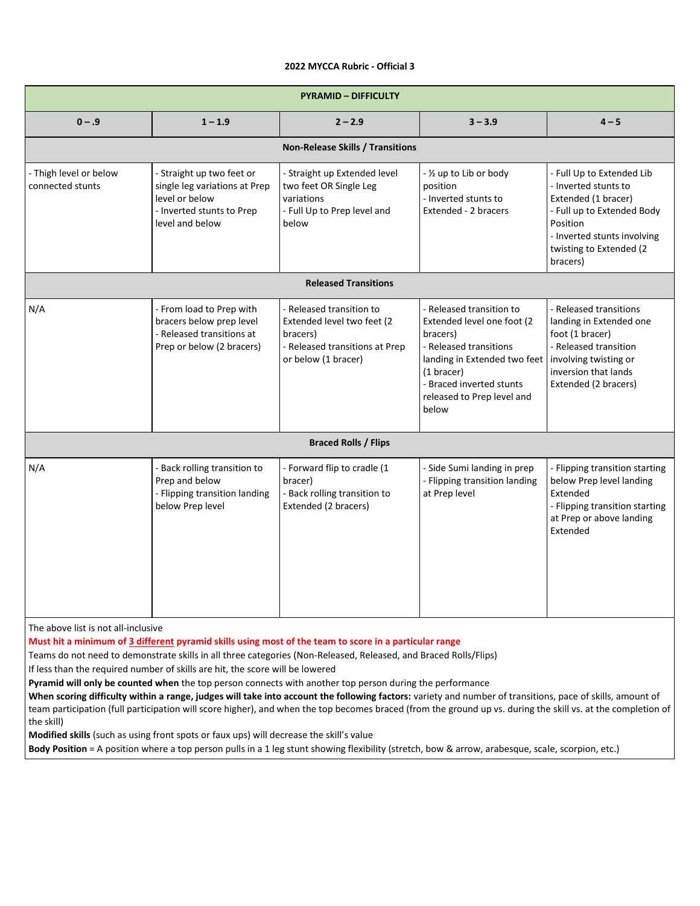**2022 MYCCA Rubric - Official 3**

| PYRAMID – DIFFICULTY | | | | |
|---|---|---|---|---|
| **0 – .9** | **1 – 1.9** | **2 – 2.9** | **3 – 3.9** | **4 – 5** |
| **Non-Release Skills / Transitions** | | | | |
| - Thigh level or below connected stunts | - Straight up two feet or single leg variations at Prep level or below<br>- Inverted stunts to Prep level and below | - Straight up Extended level two feet OR Single Leg variations<br>- Full Up to Prep level and below | - ½ up to Lib or body position<br>- Inverted stunts to Extended - 2 bracers | - Full Up to Extended Lib<br>- Inverted stunts to Extended (1 bracer)<br>- Full up to Extended Body Position<br>- Inverted stunts involving twisting to Extended (2 bracers) |
| **Released Transitions** | | | | |
| N/A | - From load to Prep with bracers below prep level<br>- Released transitions at Prep or below (2 bracers) | - Released transition to Extended level two feet (2 bracers)<br>- Released transitions at Prep or below (1 bracer) | - Released transition to Extended level one foot (2 bracers)<br>- Released transitions landing in Extended two feet (1 bracer)<br>- Braced inverted stunts released to Prep level and below | - Released transitions landing in Extended one foot (1 bracer)<br>- Released transition involving twisting or inversion that lands Extended (2 bracers) |
| **Braced Rolls / Flips** | | | | |
| N/A | - Back rolling transition to Prep and below<br>- Flipping transition landing below Prep level | - Forward flip to cradle (1 bracer)<br>- Back rolling transition to Extended (2 bracers) | - Side Sumi landing in prep<br>- Flipping transition landing at Prep level | - Flipping transition starting below Prep level landing Extended<br>- Flipping transition starting at Prep or above landing Extended |

The above list is not all-inclusive

**Must hit a minimum of 3 different pyramid skills using most of the team to score in a particular range**

Teams do not need to demonstrate skills in all three categories (Non-Released, Released, and Braced Rolls/Flips)

If less than the required number of skills are hit, the score will be lowered

**Pyramid will only be counted when** the top person connects with another top person during the performance

**When scoring difficulty within a range, judges will take into account the following factors:** variety and number of transitions, pace of skills, amount of team participation (full participation will score higher), and when the top becomes braced (from the ground up vs. during the skill vs. at the completion of the skill)

**Modified skills** (such as using front spots or faux ups) will decrease the skill's value

**Body Position** = A position where a top person pulls in a 1 leg stunt showing flexibility (stretch, bow & arrow, arabesque, scale, scorpion, etc.)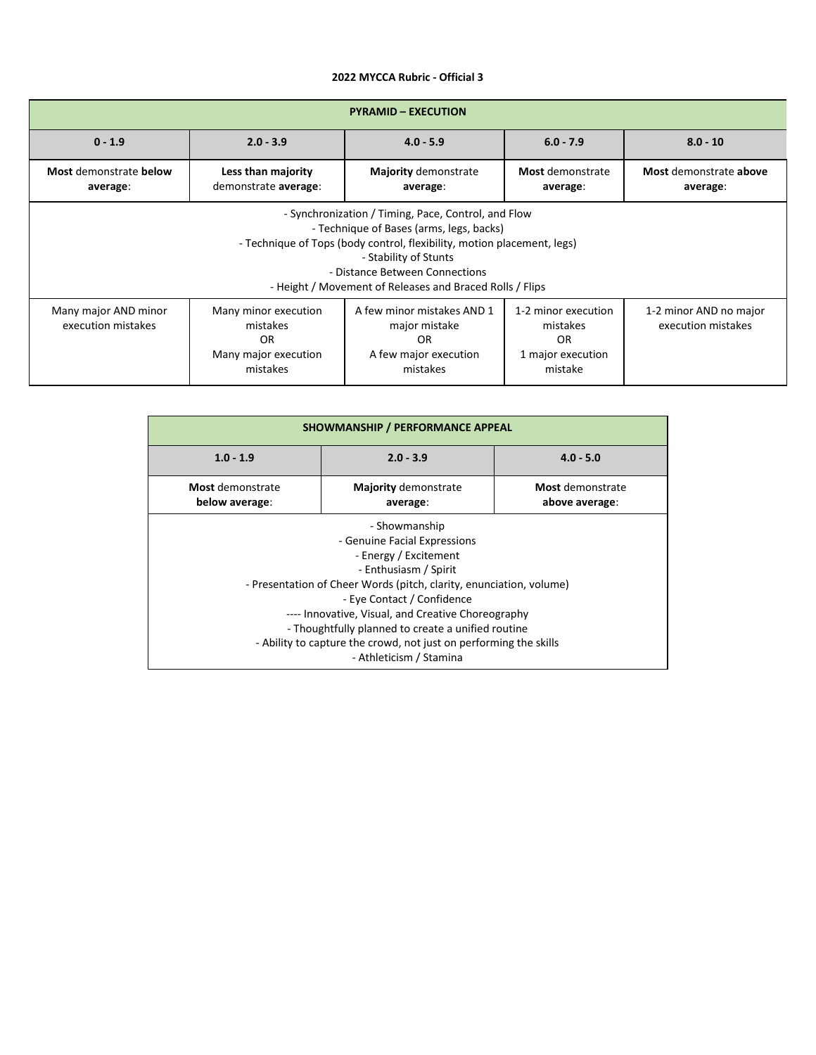**2022 MYCCA Rubric - Official 3**

| PYRAMID – EXECUTION | | | | |
|---|---|---|---|---|
| **0 - 1.9** | **2.0 - 3.9** | **4.0 - 5.9** | **6.0 - 7.9** | **8.0 - 10** |
| **Most** demonstrate **below average**: | **Less than majority** demonstrate **average**: | **Majority** demonstrate **average**: | **Most** demonstrate **average**: | **Most** demonstrate **above average**: |
| - Synchronization / Timing, Pace, Control, and Flow<br>- Technique of Bases (arms, legs, backs)<br>- Technique of Tops (body control, flexibility, motion placement, legs)<br>- Stability of Stunts<br>- Distance Between Connections<br>- Height / Movement of Releases and Braced Rolls / Flips | | | | |
| Many major AND minor execution mistakes | Many minor execution mistakes<br>OR<br>Many major execution mistakes | A few minor mistakes AND 1 major mistake<br>OR<br>A few major execution mistakes | 1-2 minor execution mistakes<br>OR<br>1 major execution mistake | 1-2 minor AND no major execution mistakes |

| SHOWMANSHIP / PERFORMANCE APPEAL | | |
|---|---|---|
| **1.0 - 1.9** | **2.0 - 3.9** | **4.0 - 5.0** |
| **Most** demonstrate **below average**: | **Majority** demonstrate **average**: | **Most** demonstrate **above average**: |
| - Showmanship<br>- Genuine Facial Expressions<br>- Energy / Excitement<br>- Enthusiasm / Spirit<br>- Presentation of Cheer Words (pitch, clarity, enunciation, volume)<br>- Eye Contact / Confidence<br>---- Innovative, Visual, and Creative Choreography<br>- Thoughtfully planned to create a unified routine<br>- Ability to capture the crowd, not just on performing the skills<br>- Athleticism / Stamina | | |